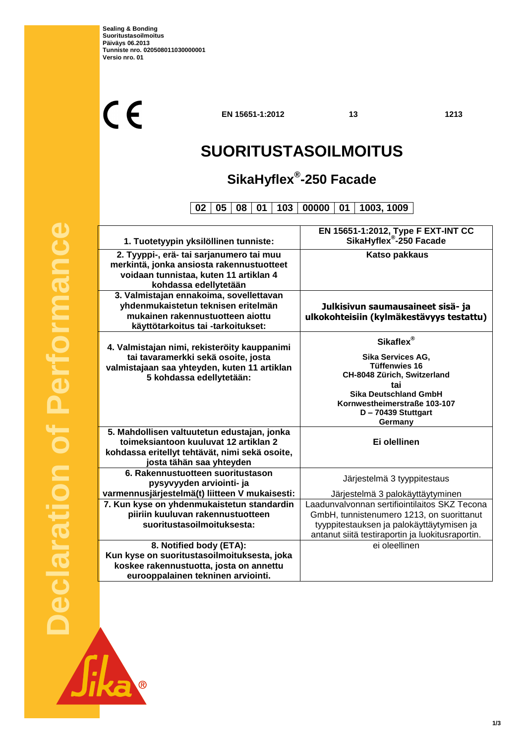**Sealing & Bonding**
**Suoritustasoilmoitus**
**Päiväys 06.2013**
**Tunniste nro. 020508011030000001**
**Versio nro. 01**

CE **EN 15651-1:2012** **13** **1213**

# SUORITUSTASOILMOITUS

## SikaHyflex®-250 Facade

| 02 | 05 | 08 | 01 | 103 | 00000 | 01 | 1003, 1009 |
|---|---|---|---|---|---|---|---|

| | |
|---|---|
| **1. Tuotetyypin yksilöllinen tunniste:** | **EN 15651-1:2012, Type F EXT-INT CC SikaHyflex®-250 Facade** |
| **2. Tyyppi-, erä- tai sarjanumero tai muu merkintä, jonka ansiosta rakennustuotteet voidaan tunnistaa, kuten 11 artiklan 4 kohdassa edellytetään** | **Katso pakkaus** |
| **3. Valmistajan ennakoima, sovellettavan yhdenmukaistetun teknisen eritelmän mukainen rakennustuotteen aiottu käyttötarkoitus tai -tarkoitukset:** | **Julkisivun saumausaineet sisä- ja ulkokohteisiin (kylmäkestävyys testattu)** |
| **4. Valmistajan nimi, rekisteröity kauppanimi tai tavaramerkki sekä osoite, josta valmistajaan saa yhteyden, kuten 11 artiklan 5 kohdassa edellytetään:** | **Sikaflex®**<br>**Sika Services AG,**<br>**Tüffenwies 16**<br>**CH-8048 Zürich, Switzerland**<br>**tai**<br>**Sika Deutschland GmbH**<br>**Kornwestheimerstraße 103-107**<br>**D – 70439 Stuttgart**<br>**Germany** |
| **5. Mahdollisen valtuutetun edustajan, jonka toimeksiantoon kuuluvat 12 artiklan 2 kohdassa eritellyt tehtävät, nimi sekä osoite, josta tähän saa yhteyden** | **Ei olellinen** |
| **6. Rakennustuotteen suoritustason pysyvyyden arviointi- ja varmennusjärjestelmä(t) liitteen V mukaisesti:** | Järjestelmä 3 tyyppitestaus<br>Järjestelmä 3 palokäyttäytyminen |
| **7. Kun kyse on yhdenmukaistetun standardin piiriin kuuluvan rakennustuotteen suoritustasoilmoituksesta:** | Laadunvalvonnan sertifiointilaitos SKZ Tecona GmbH, tunnistenumero 1213, on suorittanut tyyppitestauksen ja palokäyttäytymisen ja antanut siitä testiraportin ja luokitusraportin. |
| **8. Notified body (ETA):**<br>**Kun kyse on suoritustasoilmoituksesta, joka koskee rakennustuotta, josta on annettu eurooppalainen tekninen arviointi.** | ei oleellinen |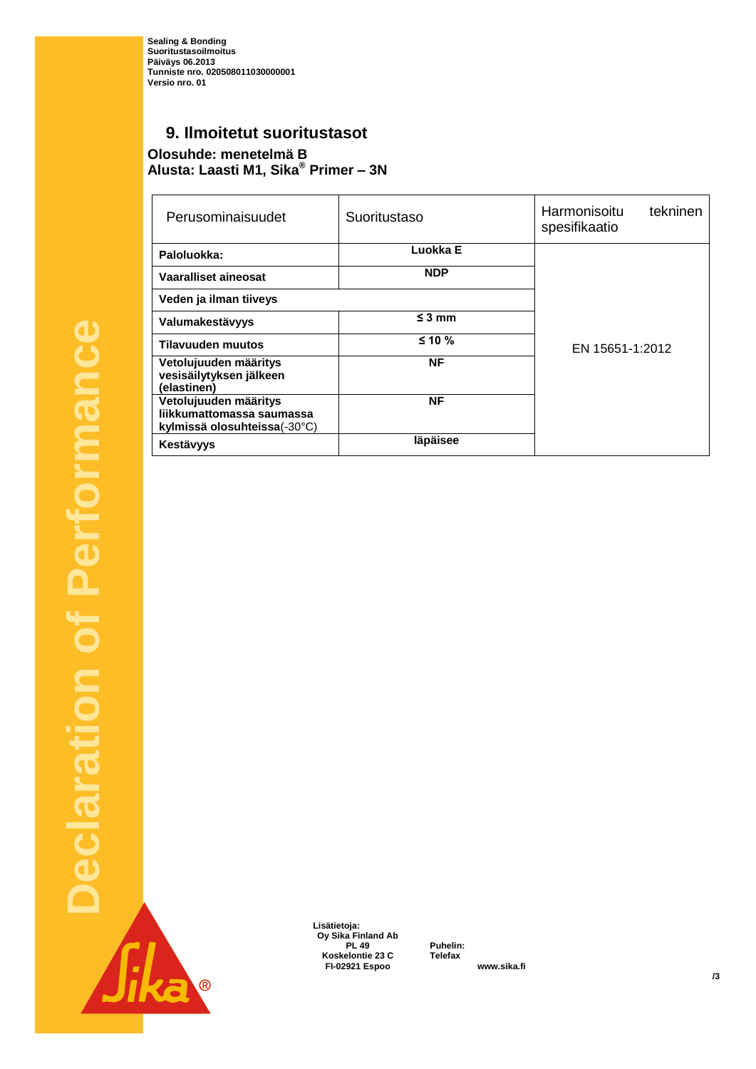Sealing & Bonding
Suoritustasoilmoitus
Päiväys 06.2013
Tunniste nro. 020508011030000001
Versio nro. 01

## 9. Ilmoitetut suoritustasot

**Olosuhde: menetelmä B**
**Alusta: Laasti M1, Sika® Primer – 3N**

| Perusominaisuudet | Suoritustaso | Harmonisoitu tekninen spesifikaatio |
|---|---|---|
| **Paloluokka:** | **Luokka E** | EN 15651-1:2012 |
| **Vaaralliset aineosat** | **NDP** | |
| **Veden ja ilman tiiveys** | | |
| **Valumakestävyys** | **≤ 3 mm** | |
| **Tilavuuden muutos** | **≤ 10 %** | |
| **Vetolujuuden määritys vesisäilytyksen jälkeen (elastinen)** | **NF** | |
| **Vetolujuuden määritys liikkumattomassa saumassa kylmissä olosuhteissa**(-30°C) | **NF** | |
| **Kestävyys** | **läpäisee** | |

Lisätietoja:
Oy Sika Finland Ab
PL 49
Koskelontie 23 C
FI-02921 Espoo

Puhelin:
Telefax

www.sika.fi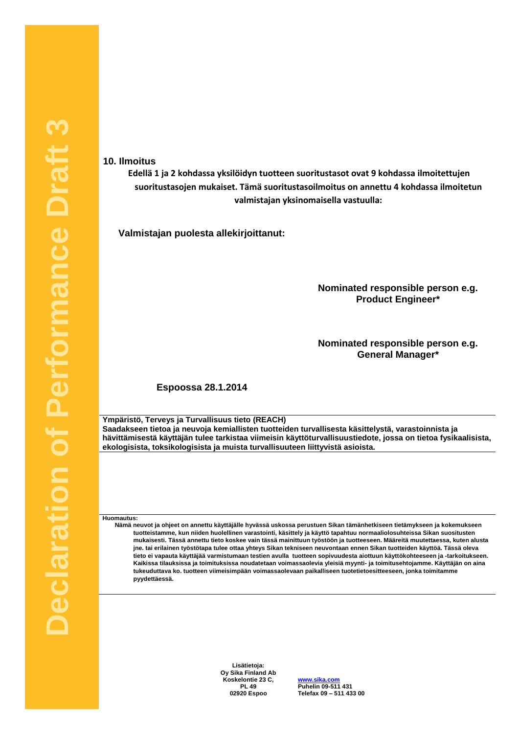Declaration of Performance Draft 3

## 10. Ilmoitus

**Edellä 1 ja 2 kohdassa yksilöidyn tuotteen suoritustasot ovat 9 kohdassa ilmoitettujen suoritustasojen mukaiset. Tämä suoritustasoilmoitus on annettu 4 kohdassa ilmoitetun valmistajan yksinomaisella vastuulla:**

**Valmistajan puolesta allekirjoittanut:**

**Nominated responsible person e.g. Product Engineer***

**Nominated responsible person e.g. General Manager***

**Espoossa 28.1.2014**

---

**Ympäristö, Terveys ja Turvallisuus tieto (REACH)**
**Saadakseen tietoa ja neuvoja kemiallisten tuotteiden turvallisesta käsittelystä, varastoinnista ja hävittämisestä käyttäjän tulee tarkistaa viimeisin käyttöturvallisuustiedote, jossa on tietoa fysikaalisista, ekologisista, toksikologisista ja muista turvallisuuteen liittyvistä asioista.**

---

**Huomautus:**

**Nämä neuvot ja ohjeet on annettu käyttäjälle hyvässä uskossa perustuen Sikan tämänhetkiseen tietämykseen ja kokemukseen tuotteistamme, kun niiden huolellinen varastointi, käsittely ja käyttö tapahtuu normaaliolosuhteissa Sikan suositusten mukaisesti. Tässä annettu tieto koskee vain tässä mainittuun työstöön ja tuotteeseen. Määreitä muutettaessa, kuten alusta jne. tai erilainen työstötapa tulee ottaa yhteys Sikan tekniseen neuvontaan ennen Sikan tuotteiden käyttöä. Tässä oleva tieto ei vapauta käyttäjää varmistumaan testien avulla tuotteen sopivuudesta aiottuun käyttökohteeseen ja -tarkoitukseen. Kaikissa tilauksissa ja toimituksissa noudatetaan voimassaolevia yleisiä myynti- ja toimitusehtojamme. Käyttäjän on aina tukeuduttava ko. tuotteen viimeisimpään voimassaolevaan paikalliseen tuotetietoesitteeseen, jonka toimitamme pyydettäessä.**

---

**Lisätietoja:**
**Oy Sika Finland Ab**
**Koskelontie 23 C,**
**PL 49**
**02920 Espoo**

**www.sika.com**
**Puhelin 09-511 431**
**Telefax 09 – 511 433 00**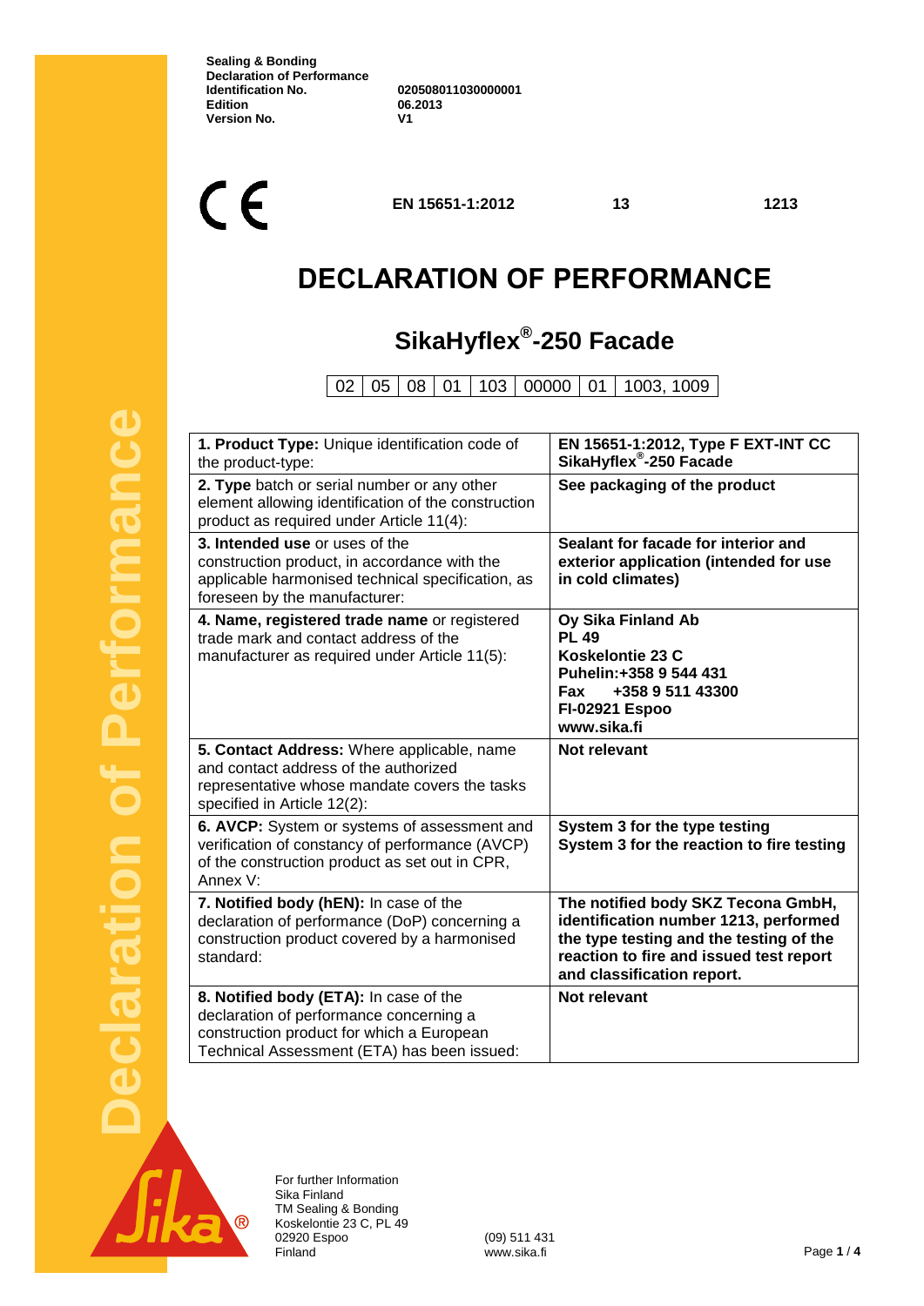**Sealing & Bonding**
**Declaration of Performance**

| | |
|---|---|
| **Identification No.** | **020508011030000001** |
| **Edition** | **06.2013** |
| **Version No.** | **V1** |

CE **EN 15651-1:2012** **13** **1213**

# DECLARATION OF PERFORMANCE

## SikaHyflex®-250 Facade

| 02 | 05 | 08 | 01 | 103 | 00000 | 01 | 1003, 1009 |
|---|---|---|---|---|---|---|---|

| | |
|---|---|
| **1. Product Type:** Unique identification code of the product-type: | **EN 15651-1:2012, Type F EXT-INT CC SikaHyflex®-250 Facade** |
| **2. Type** batch or serial number or any other element allowing identification of the construction product as required under Article 11(4): | **See packaging of the product** |
| **3. Intended use** or uses of the construction product, in accordance with the applicable harmonised technical specification, as foreseen by the manufacturer: | **Sealant for facade for interior and exterior application (intended for use in cold climates)** |
| **4. Name, registered trade name** or registered trade mark and contact address of the manufacturer as required under Article 11(5): | **Oy Sika Finland Ab**<br>**PL 49**<br>**Koskelontie 23 C**<br>**Puhelin:+358 9 544 431**<br>**Fax +358 9 511 43300**<br>**FI-02921 Espoo**<br>**www.sika.fi** |
| **5. Contact Address:** Where applicable, name and contact address of the authorized representative whose mandate covers the tasks specified in Article 12(2): | **Not relevant** |
| **6. AVCP:** System or systems of assessment and verification of constancy of performance (AVCP) of the construction product as set out in CPR, Annex V: | **System 3 for the type testing**<br>**System 3 for the reaction to fire testing** |
| **7. Notified body (hEN):** In case of the declaration of performance (DoP) concerning a construction product covered by a harmonised standard: | **The notified body SKZ Tecona GmbH, identification number 1213, performed the type testing and the testing of the reaction to fire and issued test report and classification report.** |
| **8. Notified body (ETA):** In case of the declaration of performance concerning a construction product for which a European Technical Assessment (ETA) has been issued: | **Not relevant** |

For further Information
Sika Finland
TM Sealing & Bonding
Koskelontie 23 C, PL 49
02920 Espoo
Finland

(09) 511 431
www.sika.fi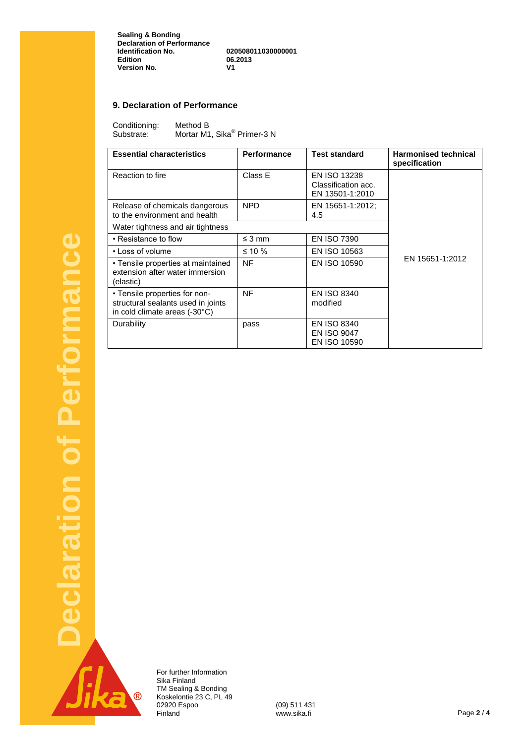**Sealing & Bonding**
**Declaration of Performance**
**Identification No.** 020508011030000001
**Edition** 06.2013
**Version No.** V1

## 9. Declaration of Performance

Conditioning: Method B
Substrate: Mortar M1, Sika® Primer-3 N

| Essential characteristics | Performance | Test standard | Harmonised technical specification |
|---|---|---|---|
| Reaction to fire | Class E | EN ISO 13238 Classification acc. EN 13501-1:2010 | EN 15651-1:2012 |
| Release of chemicals dangerous to the environment and health | NPD | EN 15651-1:2012; 4.5 | |
| Water tightness and air tightness | | | |
| • Resistance to flow | ≤ 3 mm | EN ISO 7390 | |
| • Loss of volume | ≤ 10 % | EN ISO 10563 | |
| • Tensile properties at maintained extension after water immersion (elastic) | NF | EN ISO 10590 | |
| • Tensile properties for non-structural sealants used in joints in cold climate areas (-30°C) | NF | EN ISO 8340 modified | |
| Durability | pass | EN ISO 8340 EN ISO 9047 EN ISO 10590 | |

For further Information
Sika Finland
TM Sealing & Bonding
Koskelontie 23 C, PL 49
02920 Espoo
Finland

(09) 511 431
www.sika.fi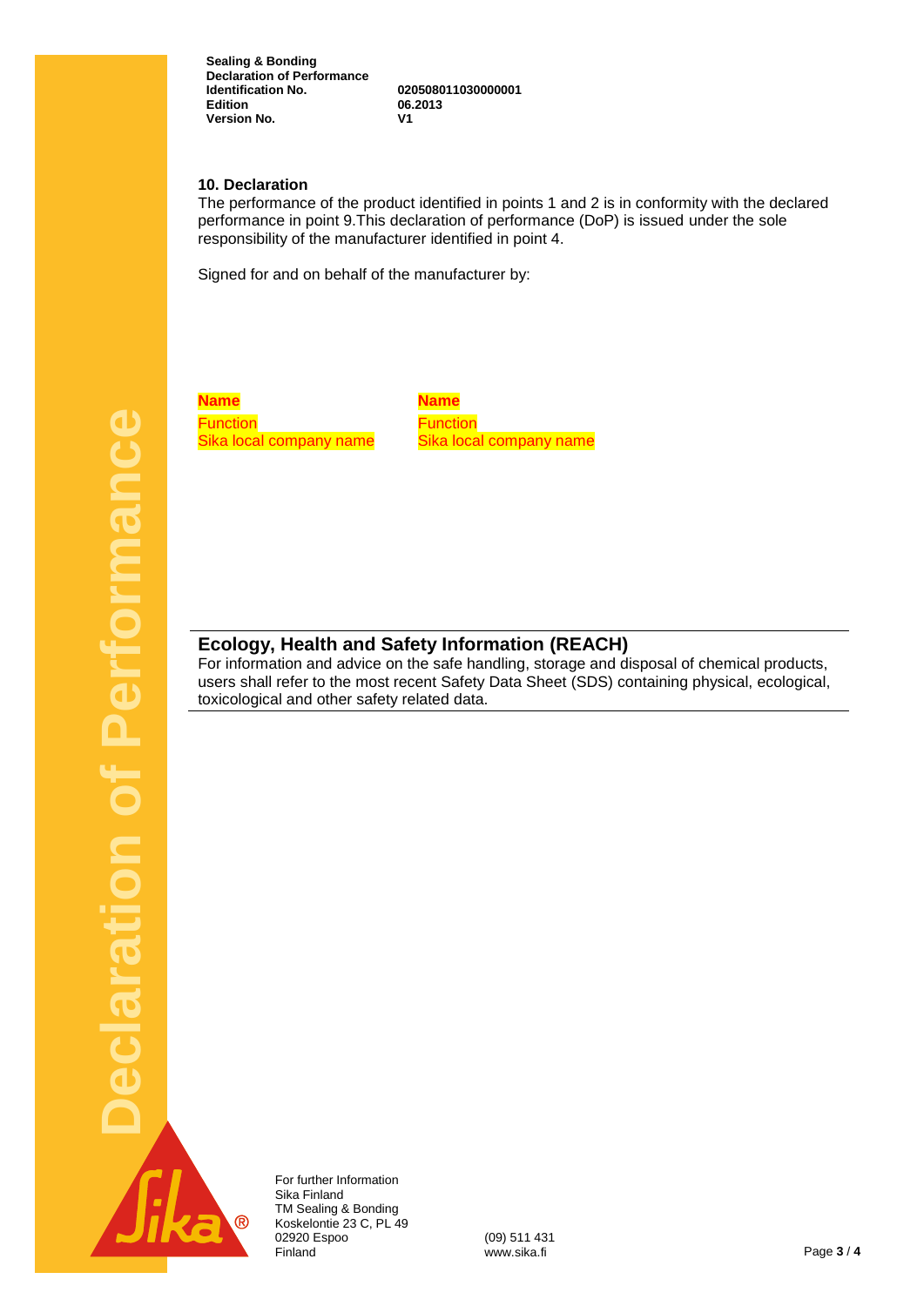**Sealing & Bonding**
**Declaration of Performance**
**Identification No.** **020508011030000001**
**Edition** **06.2013**
**Version No.** **V1**

### 10. Declaration

The performance of the product identified in points 1 and 2 is in conformity with the declared performance in point 9.This declaration of performance (DoP) is issued under the sole responsibility of the manufacturer identified in point 4.

Signed for and on behalf of the manufacturer by:

| | |
|---|---|
| **Name** | **Name** |
| Function | Function |
| Sika local company name | Sika local company name |

## Ecology, Health and Safety Information (REACH)

For information and advice on the safe handling, storage and disposal of chemical products, users shall refer to the most recent Safety Data Sheet (SDS) containing physical, ecological, toxicological and other safety related data.

For further Information
Sika Finland
TM Sealing & Bonding
Koskelontie 23 C, PL 49
02920 Espoo
Finland

(09) 511 431
www.sika.fi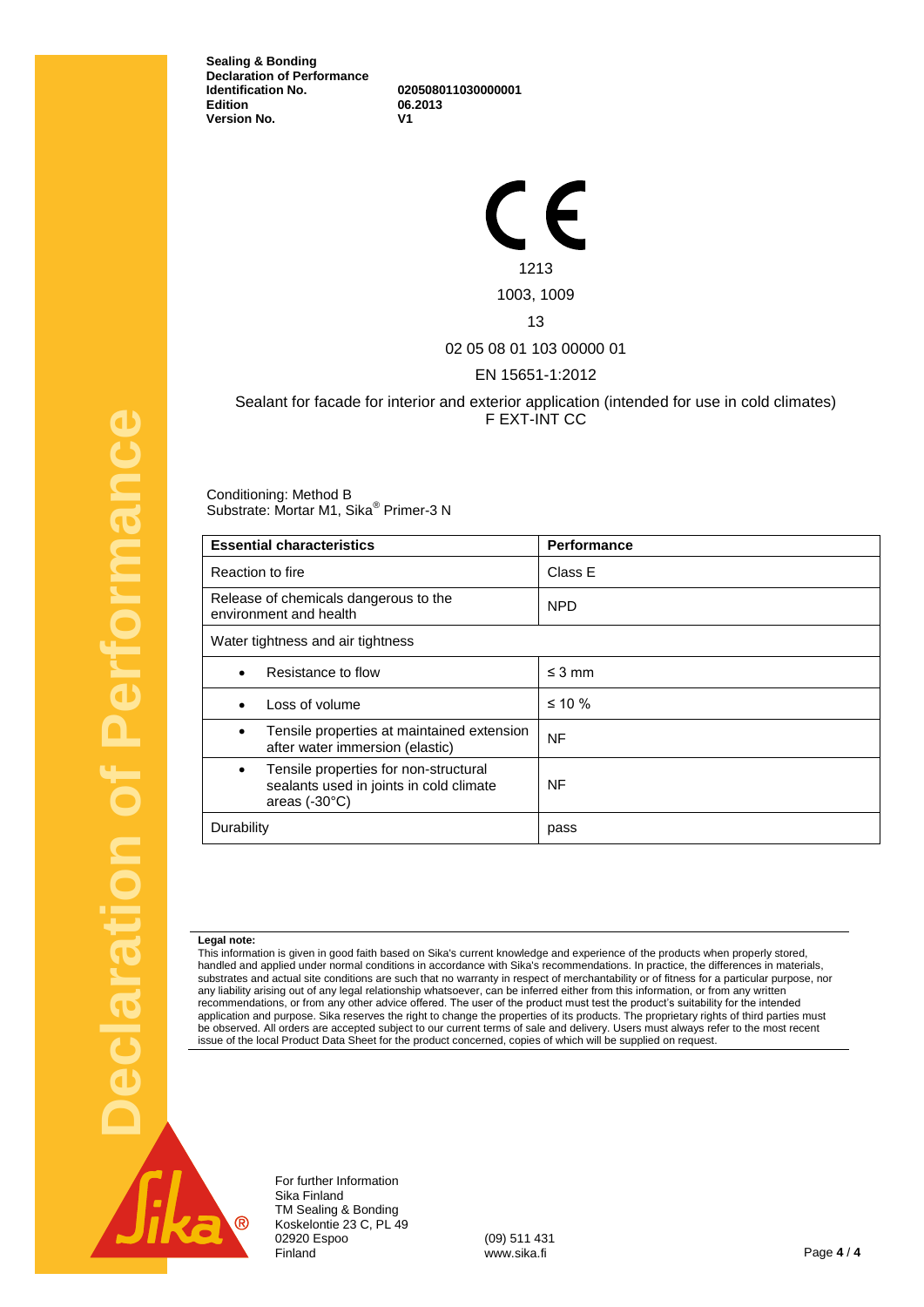**Sealing & Bonding**
**Declaration of Performance**

| | |
|---|---|
| **Identification No.** | **020508011030000001** |
| **Edition** | **06.2013** |
| **Version No.** | **V1** |

CE

1213

1003, 1009

13

02 05 08 01 103 00000 01

EN 15651-1:2012

Sealant for facade for interior and exterior application (intended for use in cold climates)
F EXT-INT CC

Conditioning: Method B
Substrate: Mortar M1, Sika® Primer-3 N

| Essential characteristics | Performance |
|---|---|
| Reaction to fire | Class E |
| Release of chemicals dangerous to the environment and health | NPD |
| Water tightness and air tightness | |
| • Resistance to flow | ≤ 3 mm |
| • Loss of volume | ≤ 10 % |
| • Tensile properties at maintained extension after water immersion (elastic) | NF |
| • Tensile properties for non-structural sealants used in joints in cold climate areas (-30°C) | NF |
| Durability | pass |

**Legal note:**
This information is given in good faith based on Sika's current knowledge and experience of the products when properly stored, handled and applied under normal conditions in accordance with Sika's recommendations. In practice, the differences in materials, substrates and actual site conditions are such that no warranty in respect of merchantability or of fitness for a particular purpose, nor any liability arising out of any legal relationship whatsoever, can be inferred either from this information, or from any written recommendations, or from any other advice offered. The user of the product must test the product's suitability for the intended application and purpose. Sika reserves the right to change the properties of its products. The proprietary rights of third parties must be observed. All orders are accepted subject to our current terms of sale and delivery. Users must always refer to the most recent issue of the local Product Data Sheet for the product concerned, copies of which will be supplied on request.

For further Information
Sika Finland
TM Sealing & Bonding
Koskelontie 23 C, PL 49
02920 Espoo
Finland

(09) 511 431
www.sika.fi